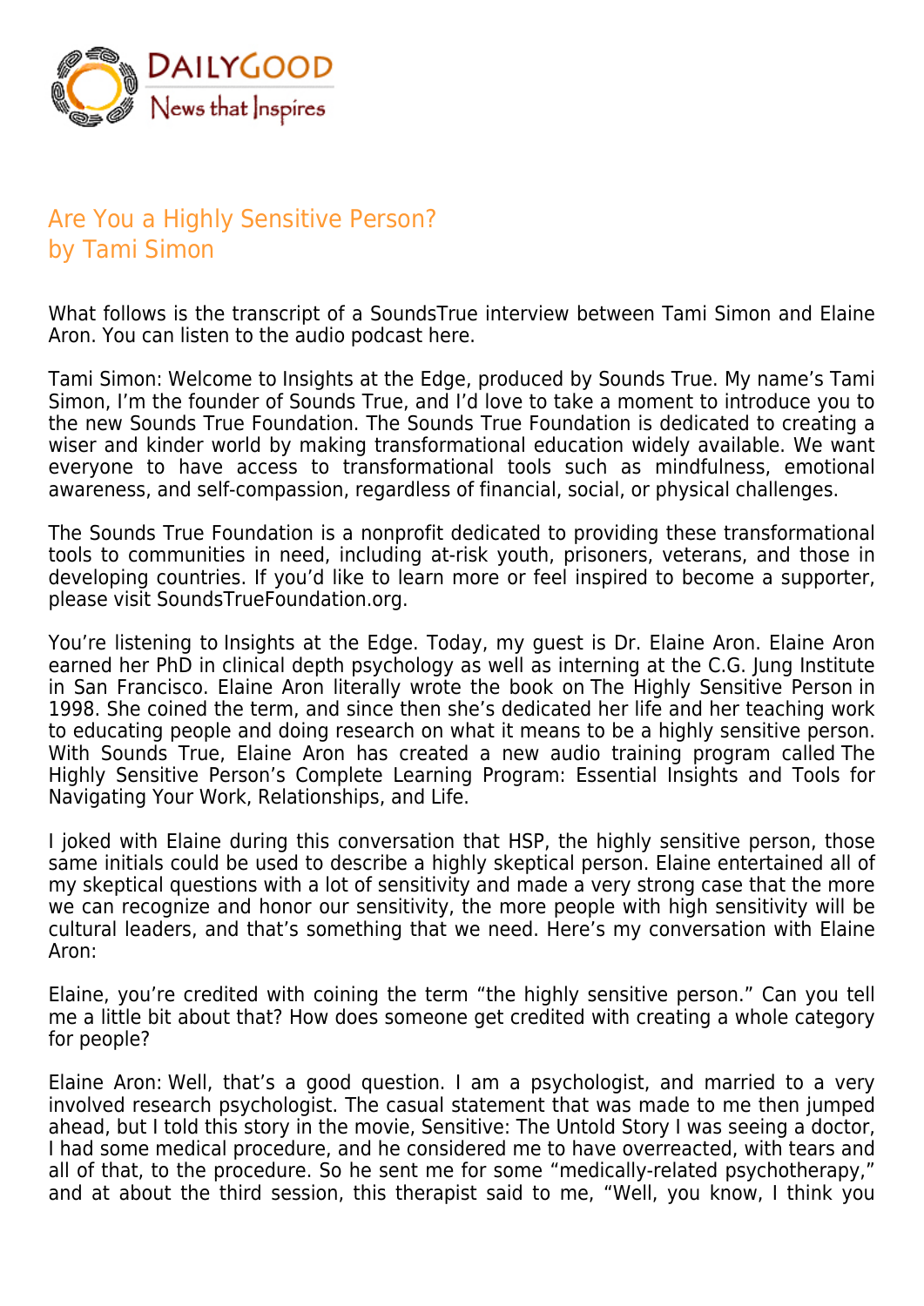DailyGood
News that Inspires

# Are You a Highly Sensitive Person?
## by Tami Simon

What follows is the transcript of a SoundsTrue interview between Tami Simon and Elaine Aron. You can listen to the audio podcast here.

Tami Simon: Welcome to Insights at the Edge, produced by Sounds True. My name's Tami Simon, I'm the founder of Sounds True, and I'd love to take a moment to introduce you to the new Sounds True Foundation. The Sounds True Foundation is dedicated to creating a wiser and kinder world by making transformational education widely available. We want everyone to have access to transformational tools such as mindfulness, emotional awareness, and self-compassion, regardless of financial, social, or physical challenges.

The Sounds True Foundation is a nonprofit dedicated to providing these transformational tools to communities in need, including at-risk youth, prisoners, veterans, and those in developing countries. If you'd like to learn more or feel inspired to become a supporter, please visit SoundsTrueFoundation.org.

You're listening to Insights at the Edge. Today, my guest is Dr. Elaine Aron. Elaine Aron earned her PhD in clinical depth psychology as well as interning at the C.G. Jung Institute in San Francisco. Elaine Aron literally wrote the book on The Highly Sensitive Person in 1998. She coined the term, and since then she's dedicated her life and her teaching work to educating people and doing research on what it means to be a highly sensitive person. With Sounds True, Elaine Aron has created a new audio training program called The Highly Sensitive Person's Complete Learning Program: Essential Insights and Tools for Navigating Your Work, Relationships, and Life.

I joked with Elaine during this conversation that HSP, the highly sensitive person, those same initials could be used to describe a highly skeptical person. Elaine entertained all of my skeptical questions with a lot of sensitivity and made a very strong case that the more we can recognize and honor our sensitivity, the more people with high sensitivity will be cultural leaders, and that's something that we need. Here's my conversation with Elaine Aron:

Elaine, you're credited with coining the term "the highly sensitive person." Can you tell me a little bit about that? How does someone get credited with creating a whole category for people?

Elaine Aron: Well, that's a good question. I am a psychologist, and married to a very involved research psychologist. The casual statement that was made to me then jumped ahead, but I told this story in the movie, Sensitive: The Untold Story I was seeing a doctor, I had some medical procedure, and he considered me to have overreacted, with tears and all of that, to the procedure. So he sent me for some "medically-related psychotherapy," and at about the third session, this therapist said to me, "Well, you know, I think you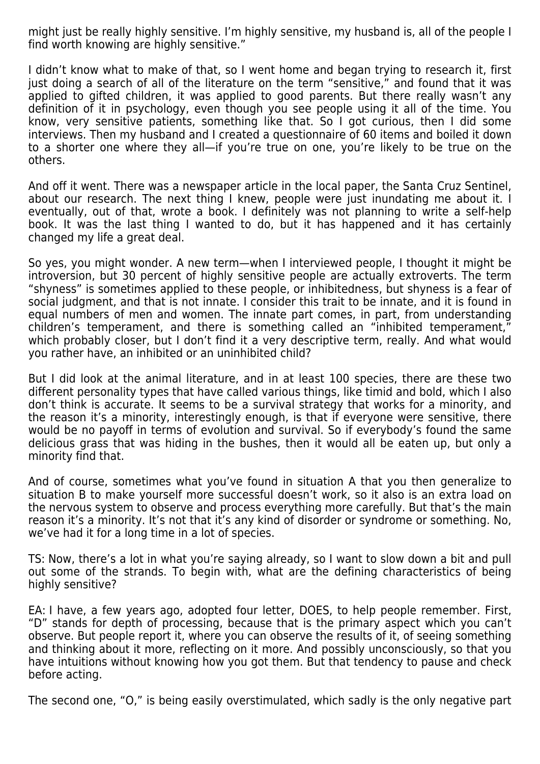might just be really highly sensitive. I'm highly sensitive, my husband is, all of the people I find worth knowing are highly sensitive."

I didn't know what to make of that, so I went home and began trying to research it, first just doing a search of all of the literature on the term "sensitive," and found that it was applied to gifted children, it was applied to good parents. But there really wasn't any definition of it in psychology, even though you see people using it all of the time. You know, very sensitive patients, something like that. So I got curious, then I did some interviews. Then my husband and I created a questionnaire of 60 items and boiled it down to a shorter one where they all—if you're true on one, you're likely to be true on the others.

And off it went. There was a newspaper article in the local paper, the Santa Cruz Sentinel, about our research. The next thing I knew, people were just inundating me about it. I eventually, out of that, wrote a book. I definitely was not planning to write a self-help book. It was the last thing I wanted to do, but it has happened and it has certainly changed my life a great deal.

So yes, you might wonder. A new term—when I interviewed people, I thought it might be introversion, but 30 percent of highly sensitive people are actually extroverts. The term "shyness" is sometimes applied to these people, or inhibitedness, but shyness is a fear of social judgment, and that is not innate. I consider this trait to be innate, and it is found in equal numbers of men and women. The innate part comes, in part, from understanding children's temperament, and there is something called an "inhibited temperament," which probably closer, but I don't find it a very descriptive term, really. And what would you rather have, an inhibited or an uninhibited child?

But I did look at the animal literature, and in at least 100 species, there are these two different personality types that have called various things, like timid and bold, which I also don't think is accurate. It seems to be a survival strategy that works for a minority, and the reason it's a minority, interestingly enough, is that if everyone were sensitive, there would be no payoff in terms of evolution and survival. So if everybody's found the same delicious grass that was hiding in the bushes, then it would all be eaten up, but only a minority find that.

And of course, sometimes what you've found in situation A that you then generalize to situation B to make yourself more successful doesn't work, so it also is an extra load on the nervous system to observe and process everything more carefully. But that's the main reason it's a minority. It's not that it's any kind of disorder or syndrome or something. No, we've had it for a long time in a lot of species.

TS: Now, there's a lot in what you're saying already, so I want to slow down a bit and pull out some of the strands. To begin with, what are the defining characteristics of being highly sensitive?

EA: I have, a few years ago, adopted four letter, DOES, to help people remember. First, "D" stands for depth of processing, because that is the primary aspect which you can't observe. But people report it, where you can observe the results of it, of seeing something and thinking about it more, reflecting on it more. And possibly unconsciously, so that you have intuitions without knowing how you got them. But that tendency to pause and check before acting.

The second one, "O," is being easily overstimulated, which sadly is the only negative part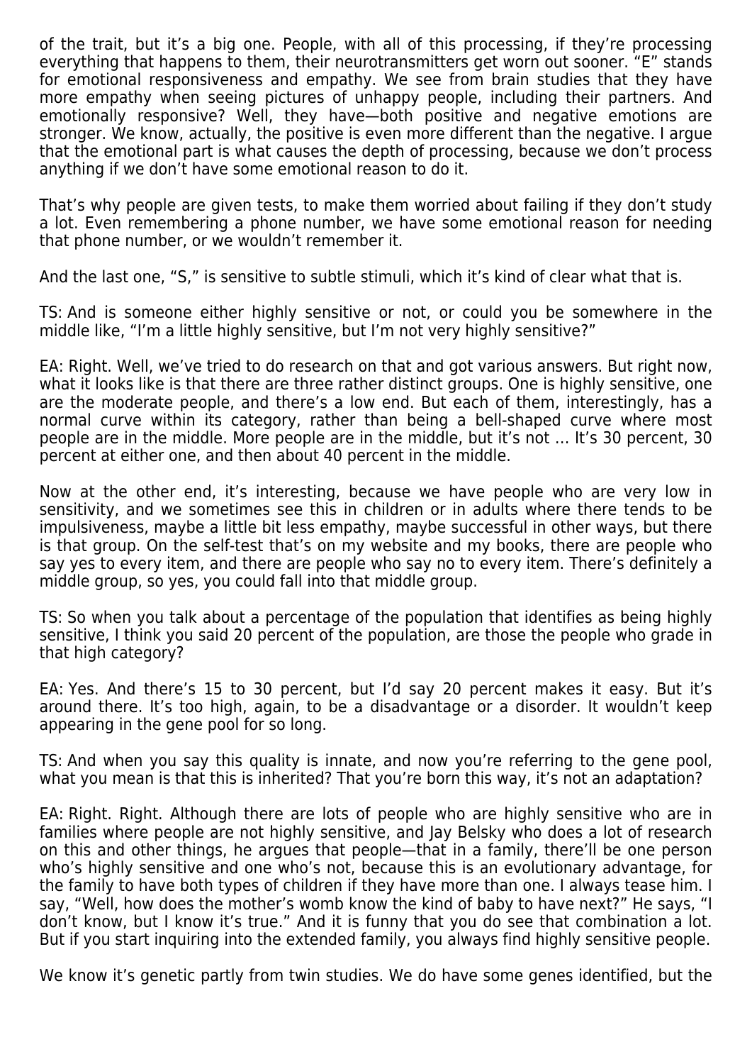of the trait, but it's a big one. People, with all of this processing, if they're processing everything that happens to them, their neurotransmitters get worn out sooner. "E" stands for emotional responsiveness and empathy. We see from brain studies that they have more empathy when seeing pictures of unhappy people, including their partners. And emotionally responsive? Well, they have—both positive and negative emotions are stronger. We know, actually, the positive is even more different than the negative. I argue that the emotional part is what causes the depth of processing, because we don't process anything if we don't have some emotional reason to do it.

That's why people are given tests, to make them worried about failing if they don't study a lot. Even remembering a phone number, we have some emotional reason for needing that phone number, or we wouldn't remember it.

And the last one, "S," is sensitive to subtle stimuli, which it's kind of clear what that is.

TS: And is someone either highly sensitive or not, or could you be somewhere in the middle like, "I'm a little highly sensitive, but I'm not very highly sensitive?"

EA: Right. Well, we've tried to do research on that and got various answers. But right now, what it looks like is that there are three rather distinct groups. One is highly sensitive, one are the moderate people, and there's a low end. But each of them, interestingly, has a normal curve within its category, rather than being a bell-shaped curve where most people are in the middle. More people are in the middle, but it's not … It's 30 percent, 30 percent at either one, and then about 40 percent in the middle.

Now at the other end, it's interesting, because we have people who are very low in sensitivity, and we sometimes see this in children or in adults where there tends to be impulsiveness, maybe a little bit less empathy, maybe successful in other ways, but there is that group. On the self-test that's on my website and my books, there are people who say yes to every item, and there are people who say no to every item. There's definitely a middle group, so yes, you could fall into that middle group.

TS: So when you talk about a percentage of the population that identifies as being highly sensitive, I think you said 20 percent of the population, are those the people who grade in that high category?

EA: Yes. And there's 15 to 30 percent, but I'd say 20 percent makes it easy. But it's around there. It's too high, again, to be a disadvantage or a disorder. It wouldn't keep appearing in the gene pool for so long.

TS: And when you say this quality is innate, and now you're referring to the gene pool, what you mean is that this is inherited? That you're born this way, it's not an adaptation?

EA: Right. Right. Although there are lots of people who are highly sensitive who are in families where people are not highly sensitive, and Jay Belsky who does a lot of research on this and other things, he argues that people—that in a family, there'll be one person who's highly sensitive and one who's not, because this is an evolutionary advantage, for the family to have both types of children if they have more than one. I always tease him. I say, "Well, how does the mother's womb know the kind of baby to have next?" He says, "I don't know, but I know it's true." And it is funny that you do see that combination a lot. But if you start inquiring into the extended family, you always find highly sensitive people.

We know it's genetic partly from twin studies. We do have some genes identified, but the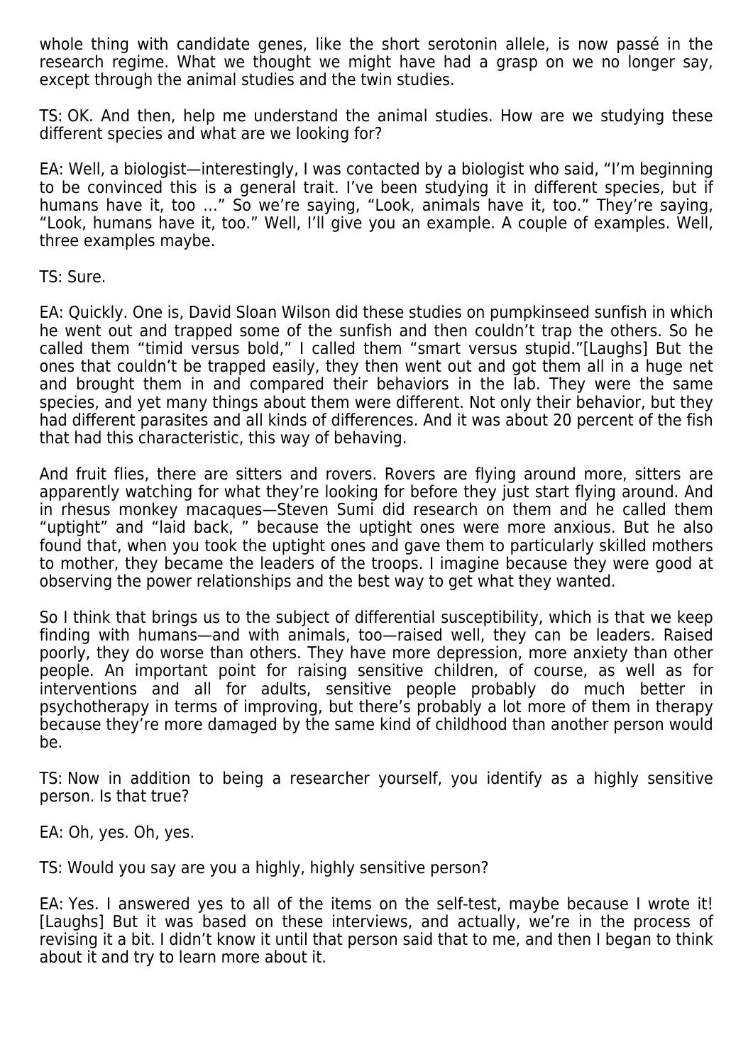whole thing with candidate genes, like the short serotonin allele, is now passé in the research regime. What we thought we might have had a grasp on we no longer say, except through the animal studies and the twin studies.

TS: OK. And then, help me understand the animal studies. How are we studying these different species and what are we looking for?

EA: Well, a biologist—interestingly, I was contacted by a biologist who said, "I'm beginning to be convinced this is a general trait. I've been studying it in different species, but if humans have it, too …" So we're saying, "Look, animals have it, too." They're saying, "Look, humans have it, too." Well, I'll give you an example. A couple of examples. Well, three examples maybe.

TS: Sure.

EA: Quickly. One is, David Sloan Wilson did these studies on pumpkinseed sunfish in which he went out and trapped some of the sunfish and then couldn't trap the others. So he called them "timid versus bold," I called them "smart versus stupid."[Laughs] But the ones that couldn't be trapped easily, they then went out and got them all in a huge net and brought them in and compared their behaviors in the lab. They were the same species, and yet many things about them were different. Not only their behavior, but they had different parasites and all kinds of differences. And it was about 20 percent of the fish that had this characteristic, this way of behaving.

And fruit flies, there are sitters and rovers. Rovers are flying around more, sitters are apparently watching for what they're looking for before they just start flying around. And in rhesus monkey macaques—Steven Sumi did research on them and he called them "uptight" and "laid back, " because the uptight ones were more anxious. But he also found that, when you took the uptight ones and gave them to particularly skilled mothers to mother, they became the leaders of the troops. I imagine because they were good at observing the power relationships and the best way to get what they wanted.

So I think that brings us to the subject of differential susceptibility, which is that we keep finding with humans—and with animals, too—raised well, they can be leaders. Raised poorly, they do worse than others. They have more depression, more anxiety than other people. An important point for raising sensitive children, of course, as well as for interventions and all for adults, sensitive people probably do much better in psychotherapy in terms of improving, but there's probably a lot more of them in therapy because they're more damaged by the same kind of childhood than another person would be.

TS: Now in addition to being a researcher yourself, you identify as a highly sensitive person. Is that true?

EA: Oh, yes. Oh, yes.

TS: Would you say are you a highly, highly sensitive person?

EA: Yes. I answered yes to all of the items on the self-test, maybe because I wrote it! [Laughs] But it was based on these interviews, and actually, we're in the process of revising it a bit. I didn't know it until that person said that to me, and then I began to think about it and try to learn more about it.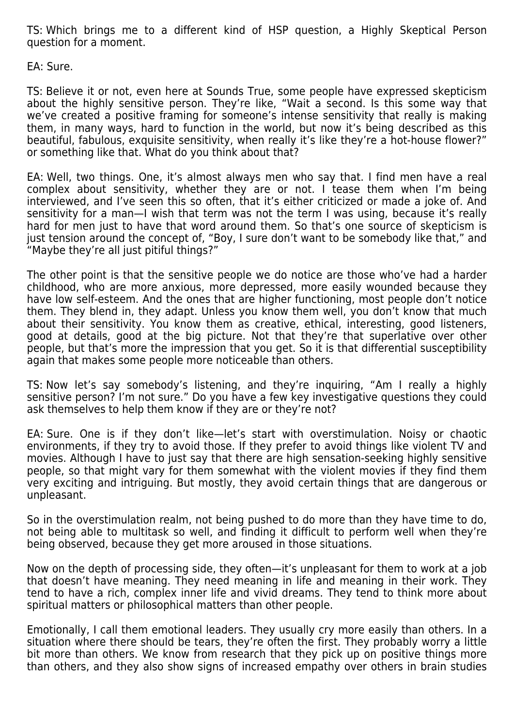TS: Which brings me to a different kind of HSP question, a Highly Skeptical Person question for a moment.

EA: Sure.

TS: Believe it or not, even here at Sounds True, some people have expressed skepticism about the highly sensitive person. They're like, "Wait a second. Is this some way that we've created a positive framing for someone's intense sensitivity that really is making them, in many ways, hard to function in the world, but now it's being described as this beautiful, fabulous, exquisite sensitivity, when really it's like they're a hot-house flower?" or something like that. What do you think about that?

EA: Well, two things. One, it's almost always men who say that. I find men have a real complex about sensitivity, whether they are or not. I tease them when I'm being interviewed, and I've seen this so often, that it's either criticized or made a joke of. And sensitivity for a man—I wish that term was not the term I was using, because it's really hard for men just to have that word around them. So that's one source of skepticism is just tension around the concept of, "Boy, I sure don't want to be somebody like that," and "Maybe they're all just pitiful things?"

The other point is that the sensitive people we do notice are those who've had a harder childhood, who are more anxious, more depressed, more easily wounded because they have low self-esteem. And the ones that are higher functioning, most people don't notice them. They blend in, they adapt. Unless you know them well, you don't know that much about their sensitivity. You know them as creative, ethical, interesting, good listeners, good at details, good at the big picture. Not that they're that superlative over other people, but that's more the impression that you get. So it is that differential susceptibility again that makes some people more noticeable than others.

TS: Now let's say somebody's listening, and they're inquiring, "Am I really a highly sensitive person? I'm not sure." Do you have a few key investigative questions they could ask themselves to help them know if they are or they're not?

EA: Sure. One is if they don't like—let's start with overstimulation. Noisy or chaotic environments, if they try to avoid those. If they prefer to avoid things like violent TV and movies. Although I have to just say that there are high sensation-seeking highly sensitive people, so that might vary for them somewhat with the violent movies if they find them very exciting and intriguing. But mostly, they avoid certain things that are dangerous or unpleasant.

So in the overstimulation realm, not being pushed to do more than they have time to do, not being able to multitask so well, and finding it difficult to perform well when they're being observed, because they get more aroused in those situations.

Now on the depth of processing side, they often—it's unpleasant for them to work at a job that doesn't have meaning. They need meaning in life and meaning in their work. They tend to have a rich, complex inner life and vivid dreams. They tend to think more about spiritual matters or philosophical matters than other people.

Emotionally, I call them emotional leaders. They usually cry more easily than others. In a situation where there should be tears, they're often the first. They probably worry a little bit more than others. We know from research that they pick up on positive things more than others, and they also show signs of increased empathy over others in brain studies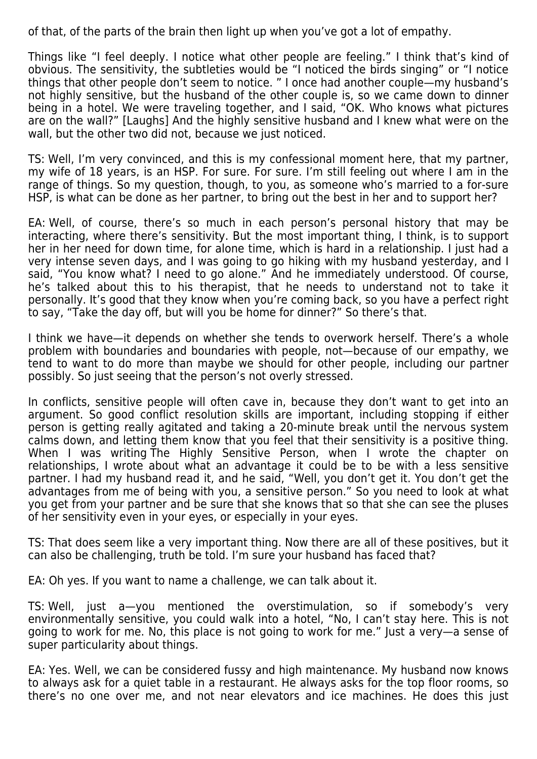of that, of the parts of the brain then light up when you've got a lot of empathy.

Things like "I feel deeply. I notice what other people are feeling." I think that's kind of obvious. The sensitivity, the subtleties would be "I noticed the birds singing" or "I notice things that other people don't seem to notice. " I once had another couple—my husband's not highly sensitive, but the husband of the other couple is, so we came down to dinner being in a hotel. We were traveling together, and I said, "OK. Who knows what pictures are on the wall?" [Laughs] And the highly sensitive husband and I knew what were on the wall, but the other two did not, because we just noticed.

TS: Well, I'm very convinced, and this is my confessional moment here, that my partner, my wife of 18 years, is an HSP. For sure. For sure. I'm still feeling out where I am in the range of things. So my question, though, to you, as someone who's married to a for-sure HSP, is what can be done as her partner, to bring out the best in her and to support her?

EA: Well, of course, there's so much in each person's personal history that may be interacting, where there's sensitivity. But the most important thing, I think, is to support her in her need for down time, for alone time, which is hard in a relationship. I just had a very intense seven days, and I was going to go hiking with my husband yesterday, and I said, "You know what? I need to go alone." And he immediately understood. Of course, he's talked about this to his therapist, that he needs to understand not to take it personally. It's good that they know when you're coming back, so you have a perfect right to say, "Take the day off, but will you be home for dinner?" So there's that.

I think we have—it depends on whether she tends to overwork herself. There's a whole problem with boundaries and boundaries with people, not—because of our empathy, we tend to want to do more than maybe we should for other people, including our partner possibly. So just seeing that the person's not overly stressed.

In conflicts, sensitive people will often cave in, because they don't want to get into an argument. So good conflict resolution skills are important, including stopping if either person is getting really agitated and taking a 20-minute break until the nervous system calms down, and letting them know that you feel that their sensitivity is a positive thing. When I was writing *The Highly Sensitive Person*, when I wrote the chapter on relationships, I wrote about what an advantage it could be to be with a less sensitive partner. I had my husband read it, and he said, "Well, you don't get it. You don't get the advantages from me of being with you, a sensitive person." So you need to look at what you get from your partner and be sure that she knows that so that she can see the pluses of her sensitivity even in your eyes, or especially in your eyes.

TS: That does seem like a very important thing. Now there are all of these positives, but it can also be challenging, truth be told. I'm sure your husband has faced that?

EA: Oh yes. If you want to name a challenge, we can talk about it.

TS: Well, just a—you mentioned the overstimulation, so if somebody's very environmentally sensitive, you could walk into a hotel, "No, I can't stay here. This is not going to work for me. No, this place is not going to work for me." Just a very—a sense of super particularity about things.

EA: Yes. Well, we can be considered fussy and high maintenance. My husband now knows to always ask for a quiet table in a restaurant. He always asks for the top floor rooms, so there's no one over me, and not near elevators and ice machines. He does this just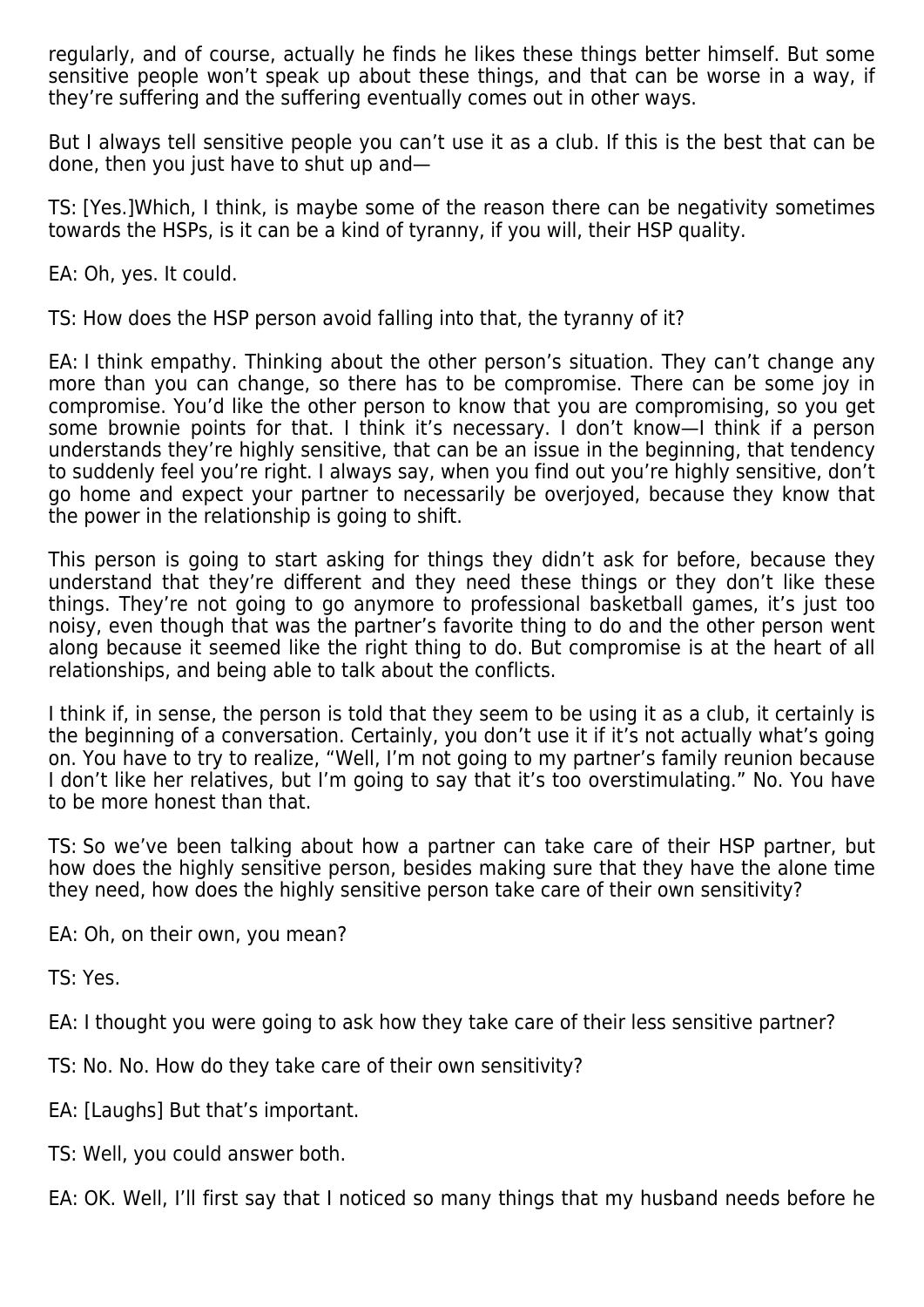regularly, and of course, actually he finds he likes these things better himself. But some sensitive people won't speak up about these things, and that can be worse in a way, if they're suffering and the suffering eventually comes out in other ways.

But I always tell sensitive people you can't use it as a club. If this is the best that can be done, then you just have to shut up and—

TS: [Yes.]Which, I think, is maybe some of the reason there can be negativity sometimes towards the HSPs, is it can be a kind of tyranny, if you will, their HSP quality.

EA: Oh, yes. It could.

TS: How does the HSP person avoid falling into that, the tyranny of it?

EA: I think empathy. Thinking about the other person's situation. They can't change any more than you can change, so there has to be compromise. There can be some joy in compromise. You'd like the other person to know that you are compromising, so you get some brownie points for that. I think it's necessary. I don't know—I think if a person understands they're highly sensitive, that can be an issue in the beginning, that tendency to suddenly feel you're right. I always say, when you find out you're highly sensitive, don't go home and expect your partner to necessarily be overjoyed, because they know that the power in the relationship is going to shift.

This person is going to start asking for things they didn't ask for before, because they understand that they're different and they need these things or they don't like these things. They're not going to go anymore to professional basketball games, it's just too noisy, even though that was the partner's favorite thing to do and the other person went along because it seemed like the right thing to do. But compromise is at the heart of all relationships, and being able to talk about the conflicts.

I think if, in sense, the person is told that they seem to be using it as a club, it certainly is the beginning of a conversation. Certainly, you don't use it if it's not actually what's going on. You have to try to realize, "Well, I'm not going to my partner's family reunion because I don't like her relatives, but I'm going to say that it's too overstimulating." No. You have to be more honest than that.

TS: So we've been talking about how a partner can take care of their HSP partner, but how does the highly sensitive person, besides making sure that they have the alone time they need, how does the highly sensitive person take care of their own sensitivity?

EA: Oh, on their own, you mean?

TS: Yes.

EA: I thought you were going to ask how they take care of their less sensitive partner?

TS: No. No. How do they take care of their own sensitivity?

EA: [Laughs] But that's important.

TS: Well, you could answer both.

EA: OK. Well, I'll first say that I noticed so many things that my husband needs before he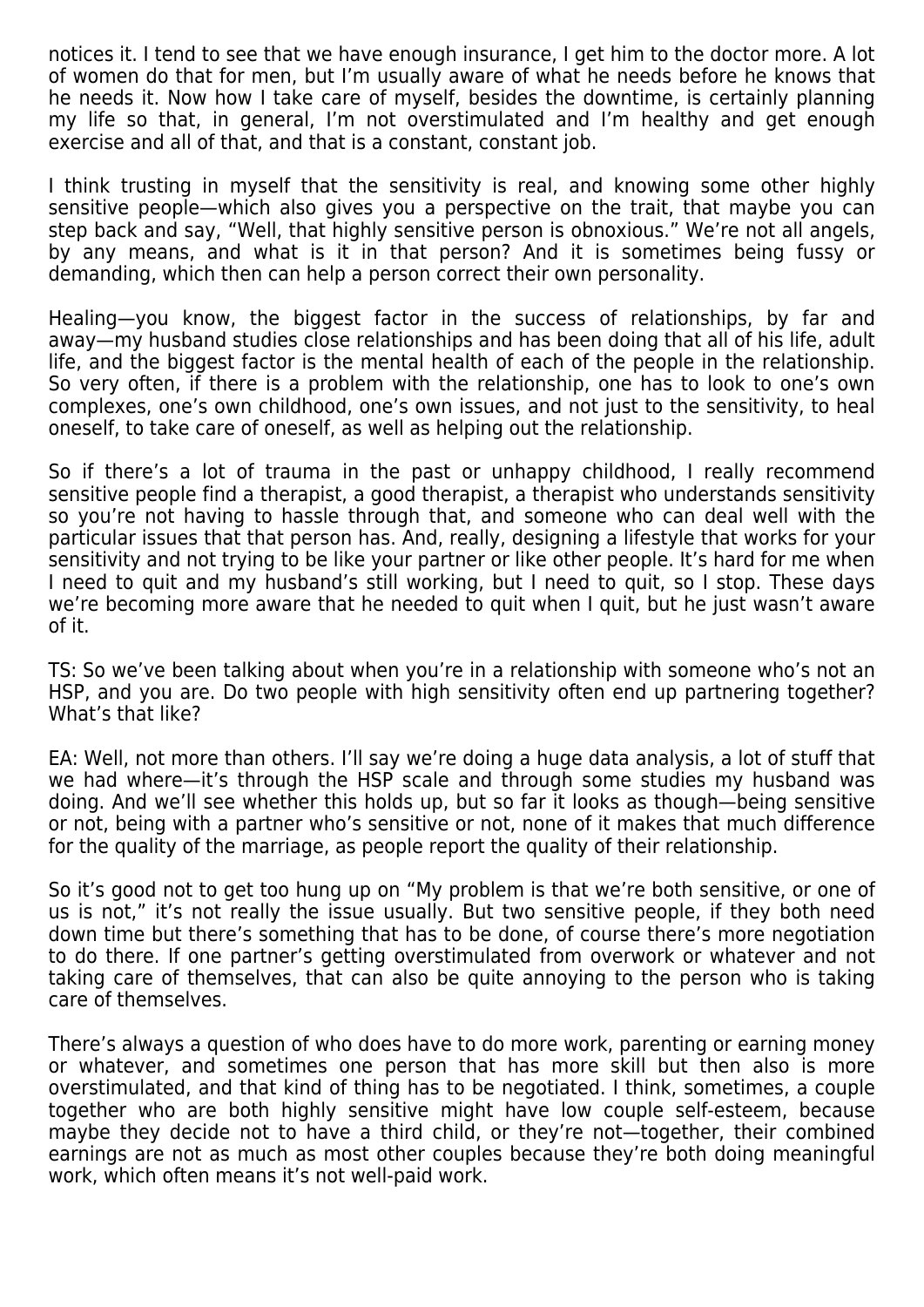notices it. I tend to see that we have enough insurance, I get him to the doctor more. A lot of women do that for men, but I'm usually aware of what he needs before he knows that he needs it. Now how I take care of myself, besides the downtime, is certainly planning my life so that, in general, I'm not overstimulated and I'm healthy and get enough exercise and all of that, and that is a constant, constant job.

I think trusting in myself that the sensitivity is real, and knowing some other highly sensitive people—which also gives you a perspective on the trait, that maybe you can step back and say, "Well, that highly sensitive person is obnoxious." We're not all angels, by any means, and what is it in that person? And it is sometimes being fussy or demanding, which then can help a person correct their own personality.

Healing—you know, the biggest factor in the success of relationships, by far and away—my husband studies close relationships and has been doing that all of his life, adult life, and the biggest factor is the mental health of each of the people in the relationship. So very often, if there is a problem with the relationship, one has to look to one's own complexes, one's own childhood, one's own issues, and not just to the sensitivity, to heal oneself, to take care of oneself, as well as helping out the relationship.

So if there's a lot of trauma in the past or unhappy childhood, I really recommend sensitive people find a therapist, a good therapist, a therapist who understands sensitivity so you're not having to hassle through that, and someone who can deal well with the particular issues that that person has. And, really, designing a lifestyle that works for your sensitivity and not trying to be like your partner or like other people. It's hard for me when I need to quit and my husband's still working, but I need to quit, so I stop. These days we're becoming more aware that he needed to quit when I quit, but he just wasn't aware of it.

TS: So we've been talking about when you're in a relationship with someone who's not an HSP, and you are. Do two people with high sensitivity often end up partnering together? What's that like?

EA: Well, not more than others. I'll say we're doing a huge data analysis, a lot of stuff that we had where—it's through the HSP scale and through some studies my husband was doing. And we'll see whether this holds up, but so far it looks as though—being sensitive or not, being with a partner who's sensitive or not, none of it makes that much difference for the quality of the marriage, as people report the quality of their relationship.

So it's good not to get too hung up on "My problem is that we're both sensitive, or one of us is not," it's not really the issue usually. But two sensitive people, if they both need down time but there's something that has to be done, of course there's more negotiation to do there. If one partner's getting overstimulated from overwork or whatever and not taking care of themselves, that can also be quite annoying to the person who is taking care of themselves.

There's always a question of who does have to do more work, parenting or earning money or whatever, and sometimes one person that has more skill but then also is more overstimulated, and that kind of thing has to be negotiated. I think, sometimes, a couple together who are both highly sensitive might have low couple self-esteem, because maybe they decide not to have a third child, or they're not—together, their combined earnings are not as much as most other couples because they're both doing meaningful work, which often means it's not well-paid work.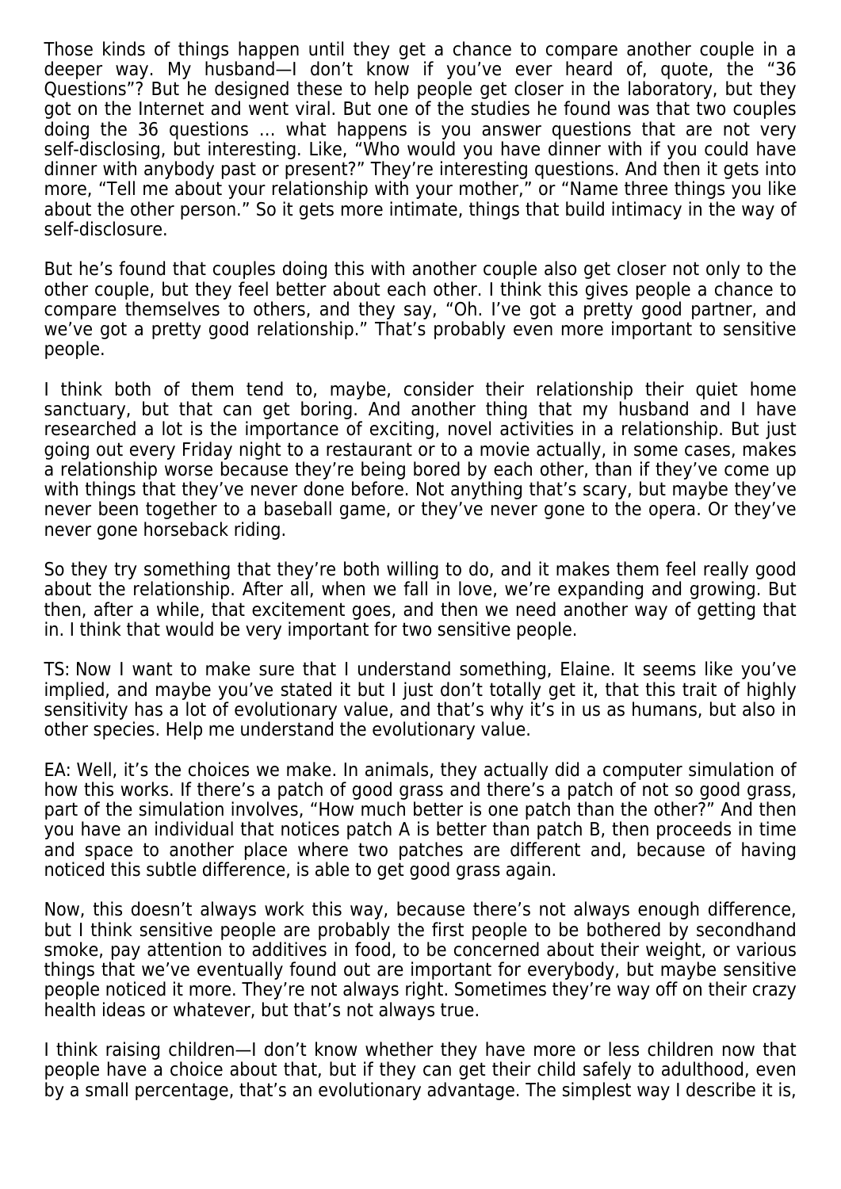Those kinds of things happen until they get a chance to compare another couple in a deeper way. My husband—I don't know if you've ever heard of, quote, the "36 Questions"? But he designed these to help people get closer in the laboratory, but they got on the Internet and went viral. But one of the studies he found was that two couples doing the 36 questions … what happens is you answer questions that are not very self-disclosing, but interesting. Like, "Who would you have dinner with if you could have dinner with anybody past or present?" They're interesting questions. And then it gets into more, "Tell me about your relationship with your mother," or "Name three things you like about the other person." So it gets more intimate, things that build intimacy in the way of self-disclosure.

But he's found that couples doing this with another couple also get closer not only to the other couple, but they feel better about each other. I think this gives people a chance to compare themselves to others, and they say, "Oh. I've got a pretty good partner, and we've got a pretty good relationship." That's probably even more important to sensitive people.

I think both of them tend to, maybe, consider their relationship their quiet home sanctuary, but that can get boring. And another thing that my husband and I have researched a lot is the importance of exciting, novel activities in a relationship. But just going out every Friday night to a restaurant or to a movie actually, in some cases, makes a relationship worse because they're being bored by each other, than if they've come up with things that they've never done before. Not anything that's scary, but maybe they've never been together to a baseball game, or they've never gone to the opera. Or they've never gone horseback riding.

So they try something that they're both willing to do, and it makes them feel really good about the relationship. After all, when we fall in love, we're expanding and growing. But then, after a while, that excitement goes, and then we need another way of getting that in. I think that would be very important for two sensitive people.

TS: Now I want to make sure that I understand something, Elaine. It seems like you've implied, and maybe you've stated it but I just don't totally get it, that this trait of highly sensitivity has a lot of evolutionary value, and that's why it's in us as humans, but also in other species. Help me understand the evolutionary value.

EA: Well, it's the choices we make. In animals, they actually did a computer simulation of how this works. If there's a patch of good grass and there's a patch of not so good grass, part of the simulation involves, "How much better is one patch than the other?" And then you have an individual that notices patch A is better than patch B, then proceeds in time and space to another place where two patches are different and, because of having noticed this subtle difference, is able to get good grass again.

Now, this doesn't always work this way, because there's not always enough difference, but I think sensitive people are probably the first people to be bothered by secondhand smoke, pay attention to additives in food, to be concerned about their weight, or various things that we've eventually found out are important for everybody, but maybe sensitive people noticed it more. They're not always right. Sometimes they're way off on their crazy health ideas or whatever, but that's not always true.

I think raising children—I don't know whether they have more or less children now that people have a choice about that, but if they can get their child safely to adulthood, even by a small percentage, that's an evolutionary advantage. The simplest way I describe it is,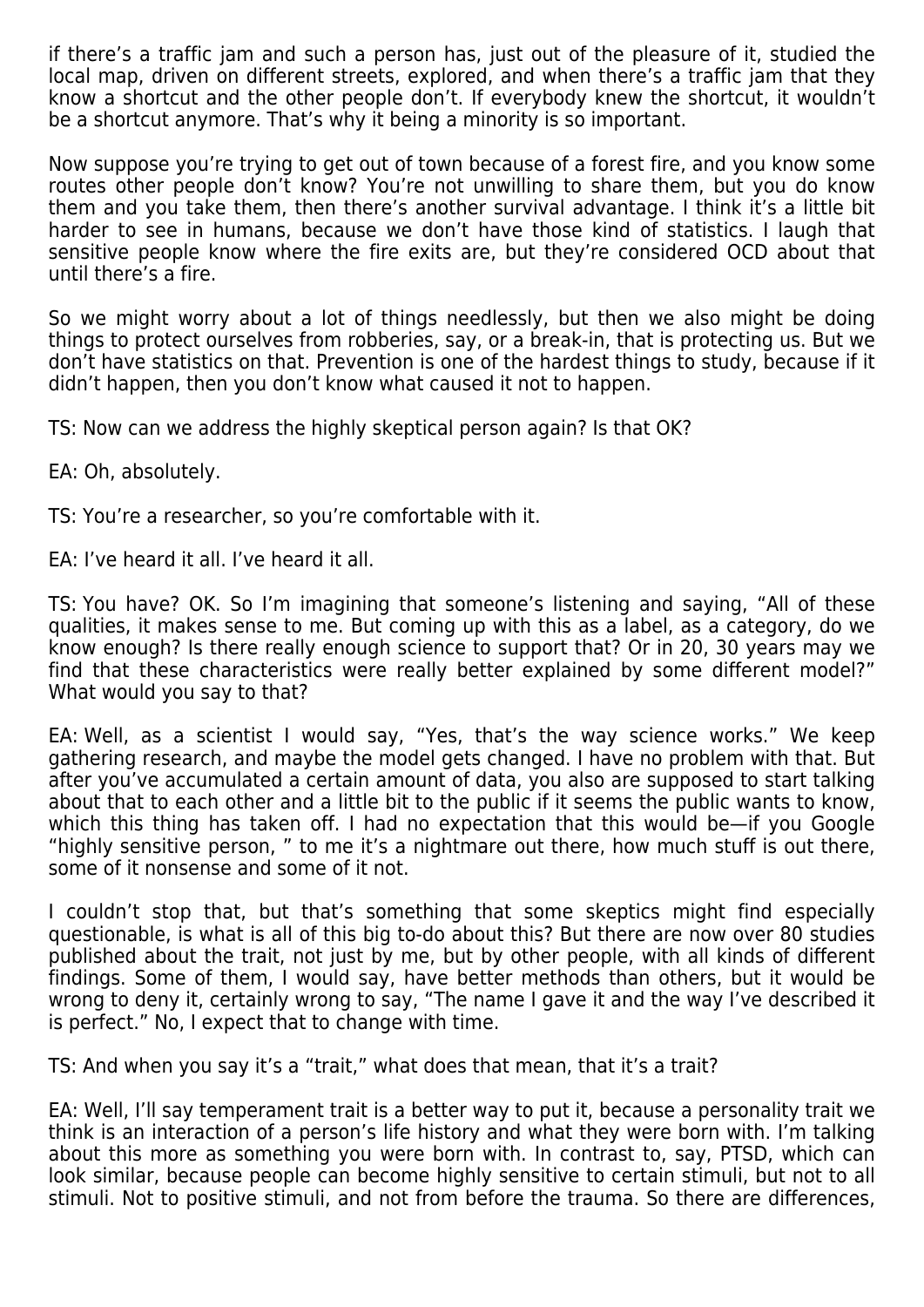if there's a traffic jam and such a person has, just out of the pleasure of it, studied the local map, driven on different streets, explored, and when there's a traffic jam that they know a shortcut and the other people don't. If everybody knew the shortcut, it wouldn't be a shortcut anymore. That's why it being a minority is so important.

Now suppose you're trying to get out of town because of a forest fire, and you know some routes other people don't know? You're not unwilling to share them, but you do know them and you take them, then there's another survival advantage. I think it's a little bit harder to see in humans, because we don't have those kind of statistics. I laugh that sensitive people know where the fire exits are, but they're considered OCD about that until there's a fire.

So we might worry about a lot of things needlessly, but then we also might be doing things to protect ourselves from robberies, say, or a break-in, that is protecting us. But we don't have statistics on that. Prevention is one of the hardest things to study, because if it didn't happen, then you don't know what caused it not to happen.

TS: Now can we address the highly skeptical person again? Is that OK?

EA: Oh, absolutely.

TS: You're a researcher, so you're comfortable with it.

EA: I've heard it all. I've heard it all.

TS: You have? OK. So I'm imagining that someone's listening and saying, "All of these qualities, it makes sense to me. But coming up with this as a label, as a category, do we know enough? Is there really enough science to support that? Or in 20, 30 years may we find that these characteristics were really better explained by some different model?" What would you say to that?

EA: Well, as a scientist I would say, "Yes, that's the way science works." We keep gathering research, and maybe the model gets changed. I have no problem with that. But after you've accumulated a certain amount of data, you also are supposed to start talking about that to each other and a little bit to the public if it seems the public wants to know, which this thing has taken off. I had no expectation that this would be—if you Google "highly sensitive person, " to me it's a nightmare out there, how much stuff is out there, some of it nonsense and some of it not.

I couldn't stop that, but that's something that some skeptics might find especially questionable, is what is all of this big to-do about this? But there are now over 80 studies published about the trait, not just by me, but by other people, with all kinds of different findings. Some of them, I would say, have better methods than others, but it would be wrong to deny it, certainly wrong to say, "The name I gave it and the way I've described it is perfect." No, I expect that to change with time.

TS: And when you say it's a "trait," what does that mean, that it's a trait?

EA: Well, I'll say temperament trait is a better way to put it, because a personality trait we think is an interaction of a person's life history and what they were born with. I'm talking about this more as something you were born with. In contrast to, say, PTSD, which can look similar, because people can become highly sensitive to certain stimuli, but not to all stimuli. Not to positive stimuli, and not from before the trauma. So there are differences,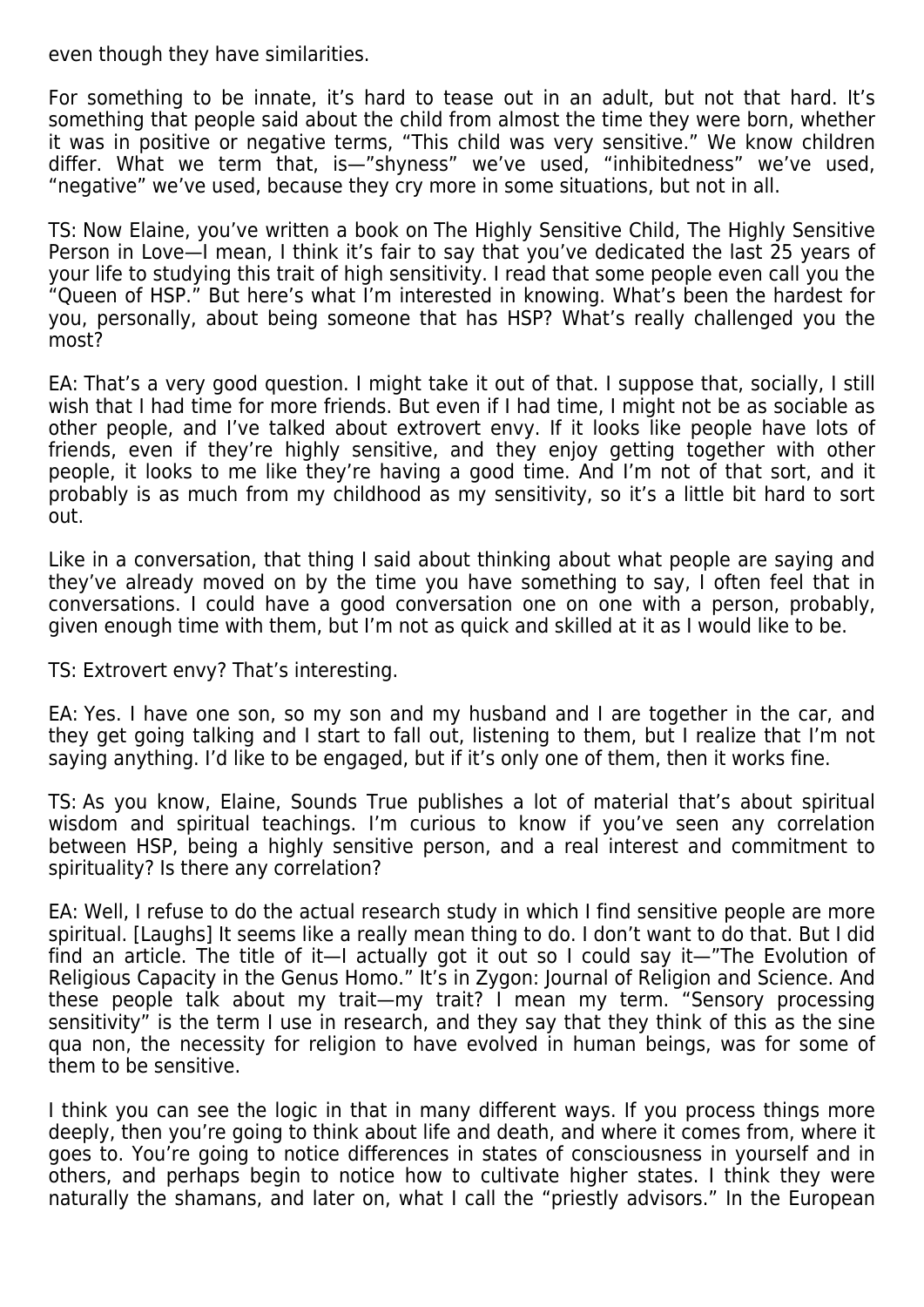even though they have similarities.

For something to be innate, it's hard to tease out in an adult, but not that hard. It's something that people said about the child from almost the time they were born, whether it was in positive or negative terms, "This child was very sensitive." We know children differ. What we term that, is—"shyness" we've used, "inhibitedness" we've used, "negative" we've used, because they cry more in some situations, but not in all.

TS: Now Elaine, you've written a book on The Highly Sensitive Child, The Highly Sensitive Person in Love—I mean, I think it's fair to say that you've dedicated the last 25 years of your life to studying this trait of high sensitivity. I read that some people even call you the "Queen of HSP." But here's what I'm interested in knowing. What's been the hardest for you, personally, about being someone that has HSP? What's really challenged you the most?

EA: That's a very good question. I might take it out of that. I suppose that, socially, I still wish that I had time for more friends. But even if I had time, I might not be as sociable as other people, and I've talked about extrovert envy. If it looks like people have lots of friends, even if they're highly sensitive, and they enjoy getting together with other people, it looks to me like they're having a good time. And I'm not of that sort, and it probably is as much from my childhood as my sensitivity, so it's a little bit hard to sort out.

Like in a conversation, that thing I said about thinking about what people are saying and they've already moved on by the time you have something to say, I often feel that in conversations. I could have a good conversation one on one with a person, probably, given enough time with them, but I'm not as quick and skilled at it as I would like to be.

TS: Extrovert envy? That's interesting.

EA: Yes. I have one son, so my son and my husband and I are together in the car, and they get going talking and I start to fall out, listening to them, but I realize that I'm not saying anything. I'd like to be engaged, but if it's only one of them, then it works fine.

TS: As you know, Elaine, Sounds True publishes a lot of material that's about spiritual wisdom and spiritual teachings. I'm curious to know if you've seen any correlation between HSP, being a highly sensitive person, and a real interest and commitment to spirituality? Is there any correlation?

EA: Well, I refuse to do the actual research study in which I find sensitive people are more spiritual. [Laughs] It seems like a really mean thing to do. I don't want to do that. But I did find an article. The title of it—I actually got it out so I could say it—"The Evolution of Religious Capacity in the Genus Homo." It's in Zygon: Journal of Religion and Science. And these people talk about my trait—my trait? I mean my term. "Sensory processing sensitivity" is the term I use in research, and they say that they think of this as the sine qua non, the necessity for religion to have evolved in human beings, was for some of them to be sensitive.

I think you can see the logic in that in many different ways. If you process things more deeply, then you're going to think about life and death, and where it comes from, where it goes to. You're going to notice differences in states of consciousness in yourself and in others, and perhaps begin to notice how to cultivate higher states. I think they were naturally the shamans, and later on, what I call the "priestly advisors." In the European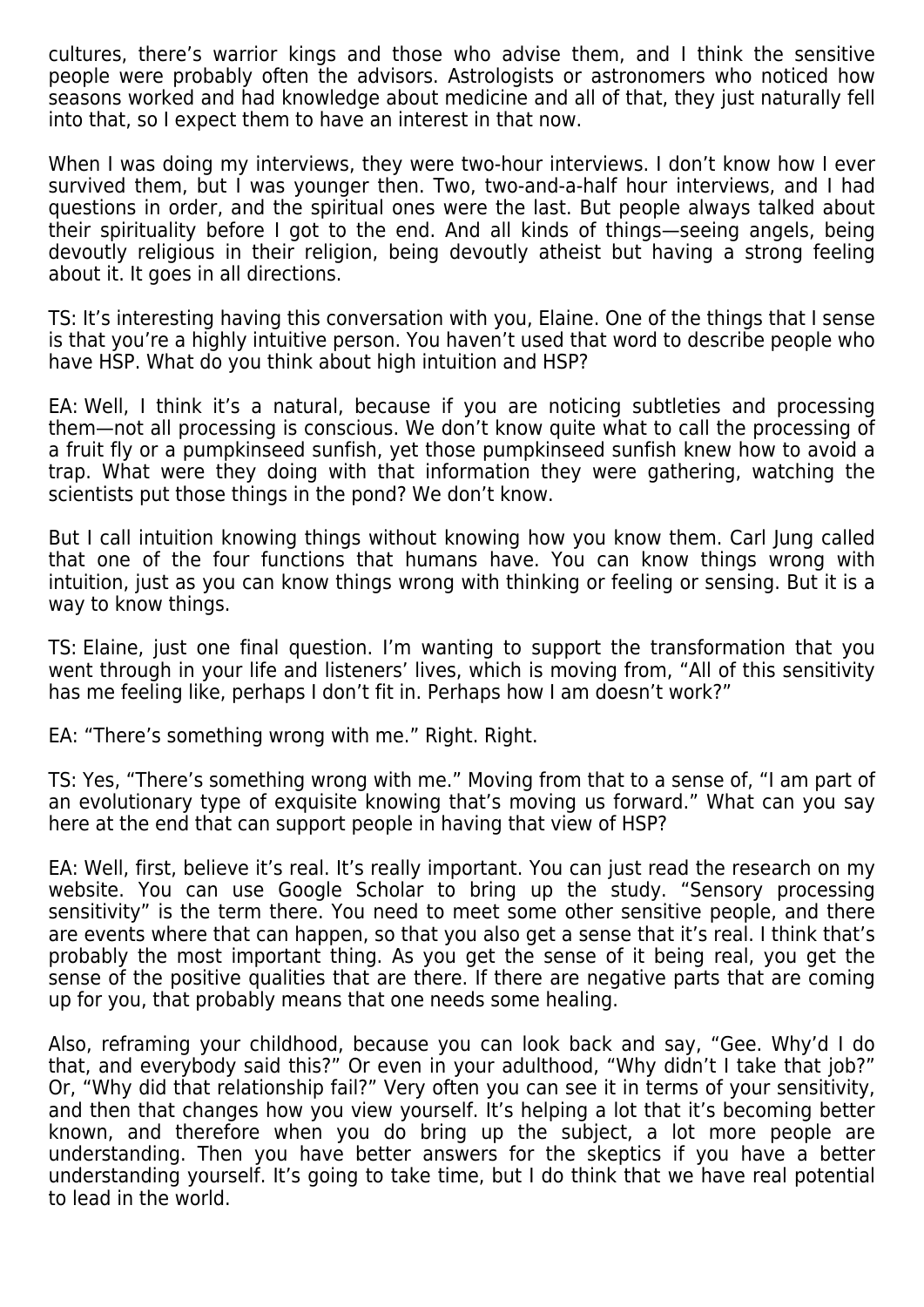cultures, there's warrior kings and those who advise them, and I think the sensitive people were probably often the advisors. Astrologists or astronomers who noticed how seasons worked and had knowledge about medicine and all of that, they just naturally fell into that, so I expect them to have an interest in that now.

When I was doing my interviews, they were two-hour interviews. I don't know how I ever survived them, but I was younger then. Two, two-and-a-half hour interviews, and I had questions in order, and the spiritual ones were the last. But people always talked about their spirituality before I got to the end. And all kinds of things—seeing angels, being devoutly religious in their religion, being devoutly atheist but having a strong feeling about it. It goes in all directions.

TS: It's interesting having this conversation with you, Elaine. One of the things that I sense is that you're a highly intuitive person. You haven't used that word to describe people who have HSP. What do you think about high intuition and HSP?

EA: Well, I think it's a natural, because if you are noticing subtleties and processing them—not all processing is conscious. We don't know quite what to call the processing of a fruit fly or a pumpkinseed sunfish, yet those pumpkinseed sunfish knew how to avoid a trap. What were they doing with that information they were gathering, watching the scientists put those things in the pond? We don't know.

But I call intuition knowing things without knowing how you know them. Carl Jung called that one of the four functions that humans have. You can know things wrong with intuition, just as you can know things wrong with thinking or feeling or sensing. But it is a way to know things.

TS: Elaine, just one final question. I'm wanting to support the transformation that you went through in your life and listeners' lives, which is moving from, "All of this sensitivity has me feeling like, perhaps I don't fit in. Perhaps how I am doesn't work?"

EA: "There's something wrong with me." Right. Right.

TS: Yes, "There's something wrong with me." Moving from that to a sense of, "I am part of an evolutionary type of exquisite knowing that's moving us forward." What can you say here at the end that can support people in having that view of HSP?

EA: Well, first, believe it's real. It's really important. You can just read the research on my website. You can use Google Scholar to bring up the study. "Sensory processing sensitivity" is the term there. You need to meet some other sensitive people, and there are events where that can happen, so that you also get a sense that it's real. I think that's probably the most important thing. As you get the sense of it being real, you get the sense of the positive qualities that are there. If there are negative parts that are coming up for you, that probably means that one needs some healing.

Also, reframing your childhood, because you can look back and say, "Gee. Why'd I do that, and everybody said this?" Or even in your adulthood, "Why didn't I take that job?" Or, "Why did that relationship fail?" Very often you can see it in terms of your sensitivity, and then that changes how you view yourself. It's helping a lot that it's becoming better known, and therefore when you do bring up the subject, a lot more people are understanding. Then you have better answers for the skeptics if you have a better understanding yourself. It's going to take time, but I do think that we have real potential to lead in the world.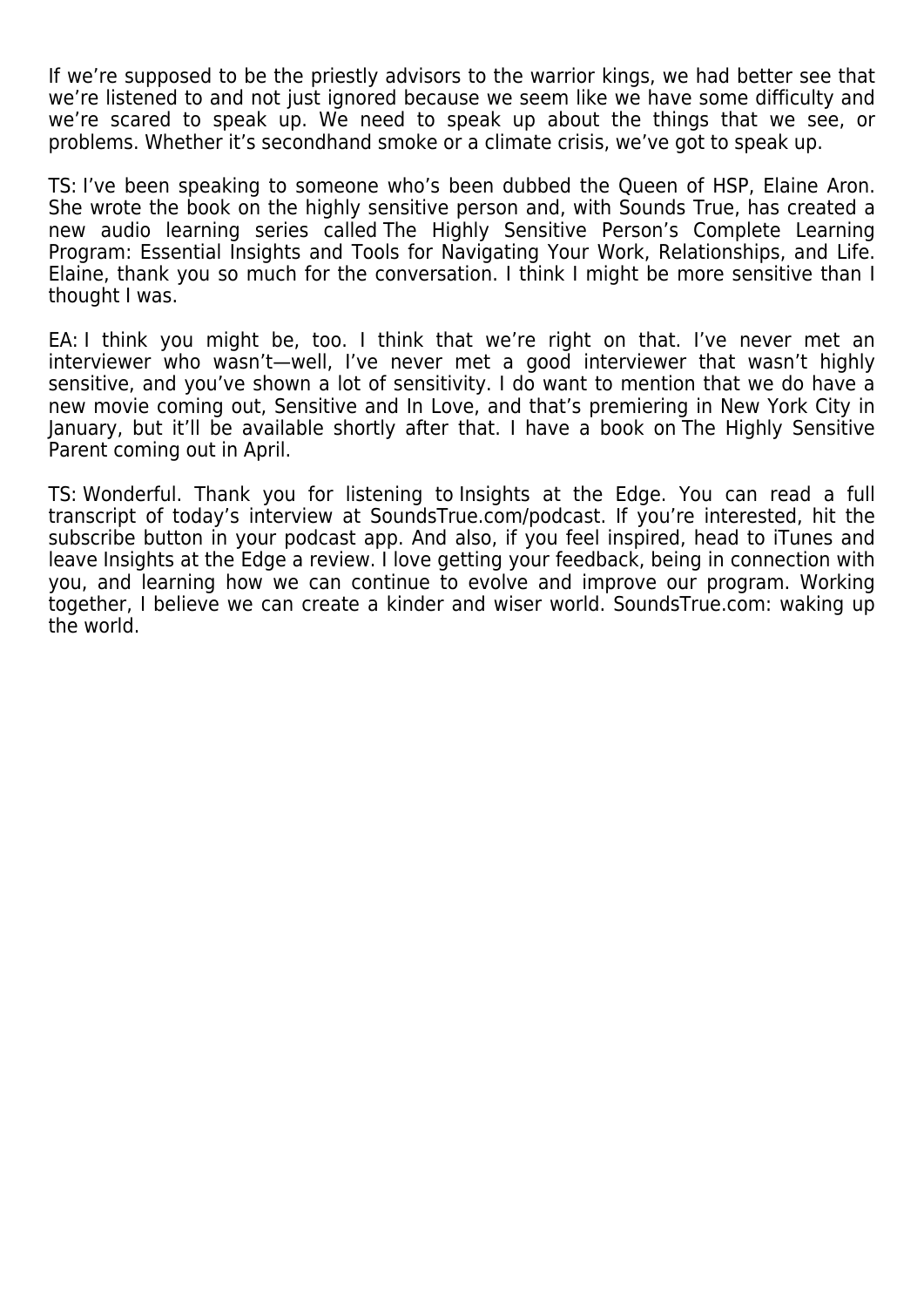If we’re supposed to be the priestly advisors to the warrior kings, we had better see that we’re listened to and not just ignored because we seem like we have some difficulty and we’re scared to speak up. We need to speak up about the things that we see, or problems. Whether it’s secondhand smoke or a climate crisis, we’ve got to speak up.

TS: I’ve been speaking to someone who’s been dubbed the Queen of HSP, Elaine Aron. She wrote the book on the highly sensitive person and, with Sounds True, has created a new audio learning series called The Highly Sensitive Person’s Complete Learning Program: Essential Insights and Tools for Navigating Your Work, Relationships, and Life. Elaine, thank you so much for the conversation. I think I might be more sensitive than I thought I was.

EA: I think you might be, too. I think that we’re right on that. I’ve never met an interviewer who wasn’t—well, I’ve never met a good interviewer that wasn’t highly sensitive, and you’ve shown a lot of sensitivity. I do want to mention that we do have a new movie coming out, Sensitive and In Love, and that’s premiering in New York City in January, but it’ll be available shortly after that. I have a book on The Highly Sensitive Parent coming out in April.

TS: Wonderful. Thank you for listening to Insights at the Edge. You can read a full transcript of today’s interview at SoundsTrue.com/podcast. If you’re interested, hit the subscribe button in your podcast app. And also, if you feel inspired, head to iTunes and leave Insights at the Edge a review. I love getting your feedback, being in connection with you, and learning how we can continue to evolve and improve our program. Working together, I believe we can create a kinder and wiser world. SoundsTrue.com: waking up the world.